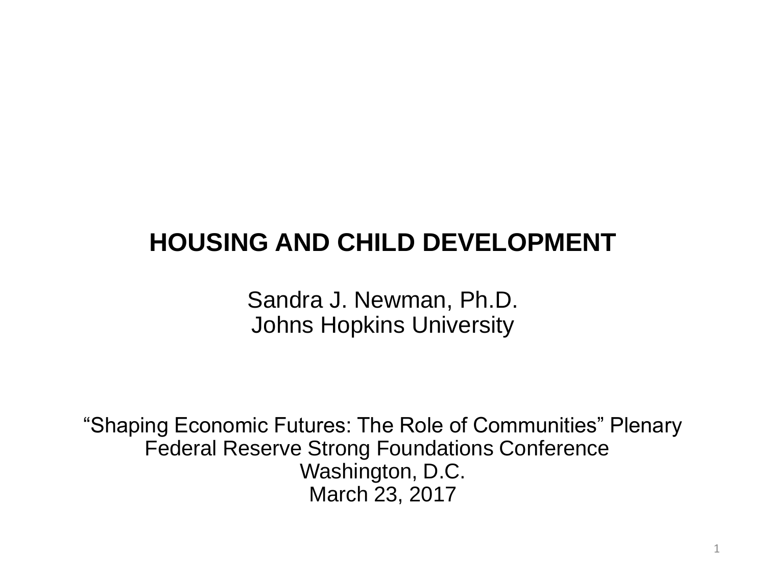# HOUSING AND CHILD DEVELOPMENT

Sandra J. Newman, Ph.D.
Johns Hopkins University

"Shaping Economic Futures: The Role of Communities" Plenary
Federal Reserve Strong Foundations Conference
Washington, D.C.
March 23, 2017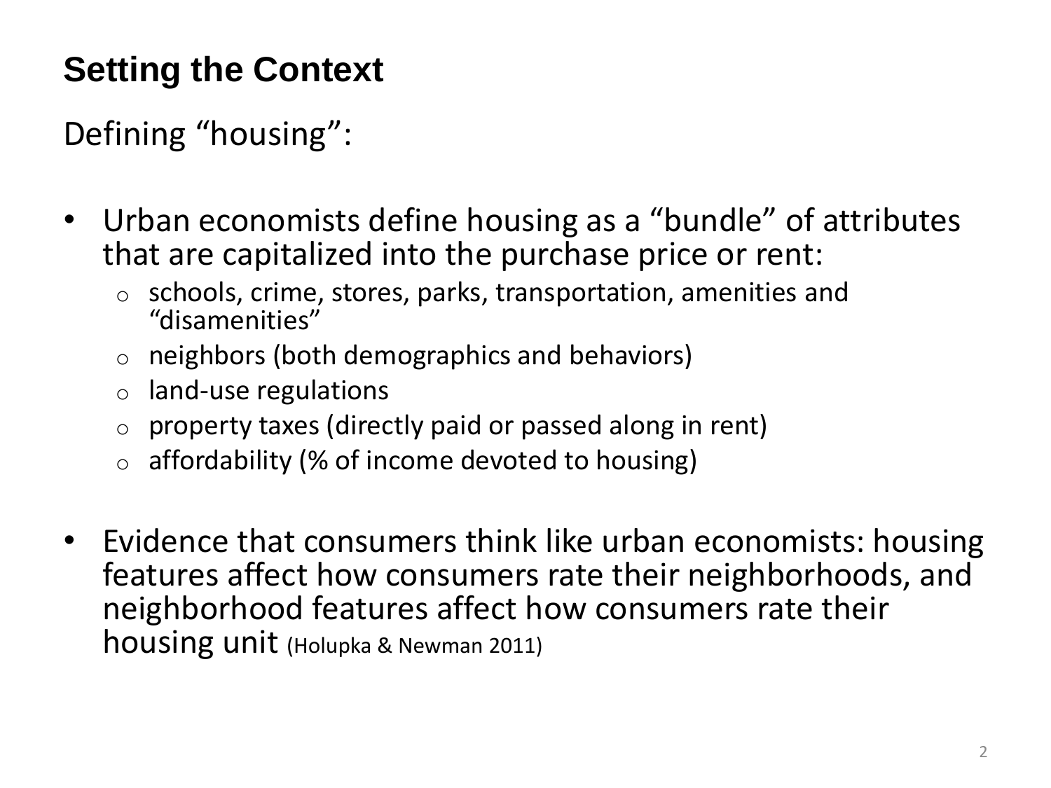## Setting the Context

Defining “housing”:

- Urban economists define housing as a “bundle” of attributes that are capitalized into the purchase price or rent:
  - schools, crime, stores, parks, transportation, amenities and “disamenities”
  - neighbors (both demographics and behaviors)
  - land-use regulations
  - property taxes (directly paid or passed along in rent)
  - affordability (% of income devoted to housing)
- Evidence that consumers think like urban economists: housing features affect how consumers rate their neighborhoods, and neighborhood features affect how consumers rate their housing unit (Holupka & Newman 2011)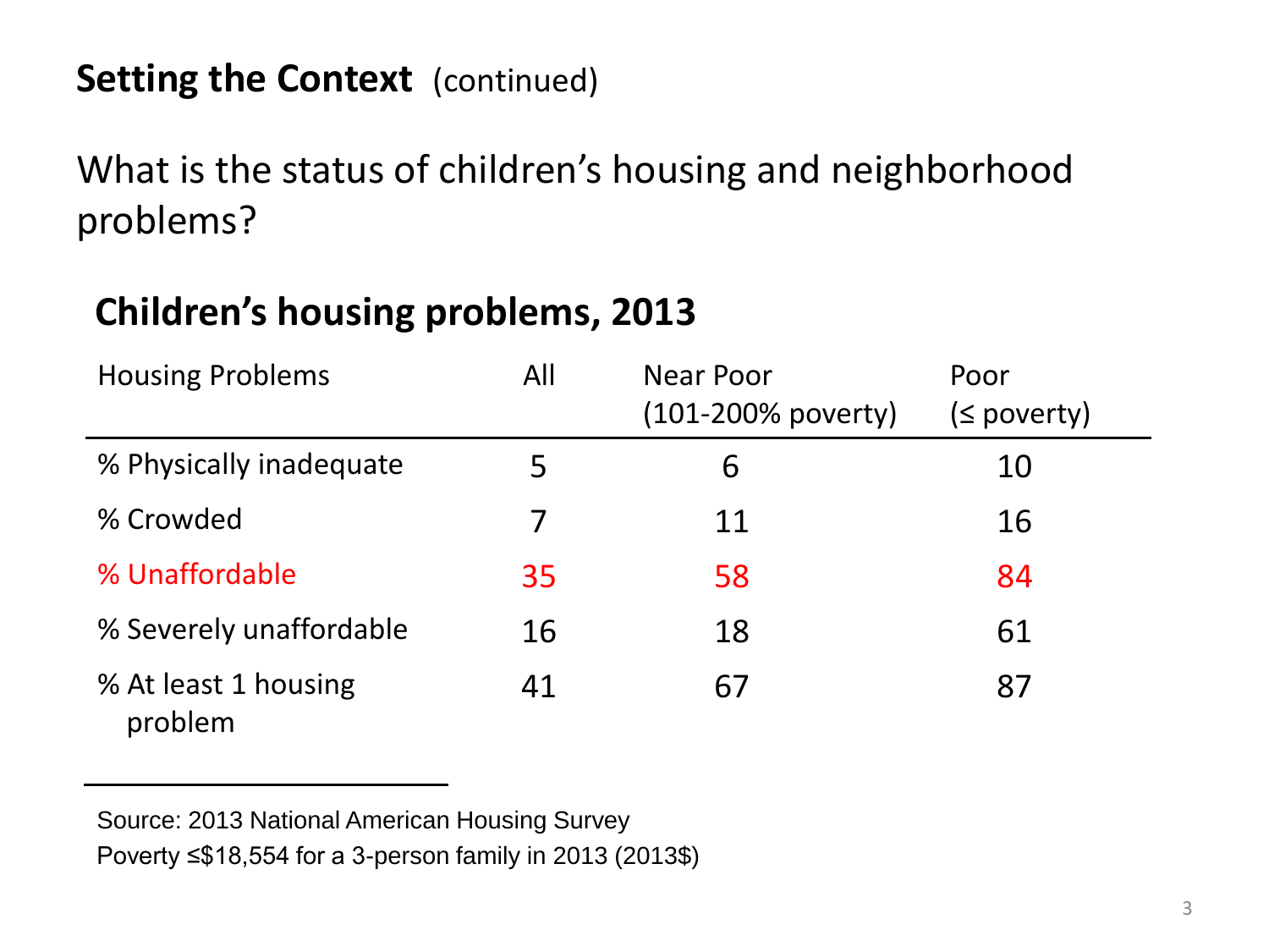## **Setting the Context** (continued)

What is the status of children's housing and neighborhood problems?

### **Children's housing problems, 2013**

| Housing Problems | All | Near Poor (101-200% poverty) | Poor (≤ poverty) |
|---|---|---|---|
| % Physically inadequate | 5 | 6 | 10 |
| % Crowded | 7 | 11 | 16 |
| % Unaffordable | 35 | 58 | 84 |
| % Severely unaffordable | 16 | 18 | 61 |
| % At least 1 housing problem | 41 | 67 | 87 |

Source: 2013 National American Housing Survey
Poverty ≤$18,554 for a 3-person family in 2013 (2013$)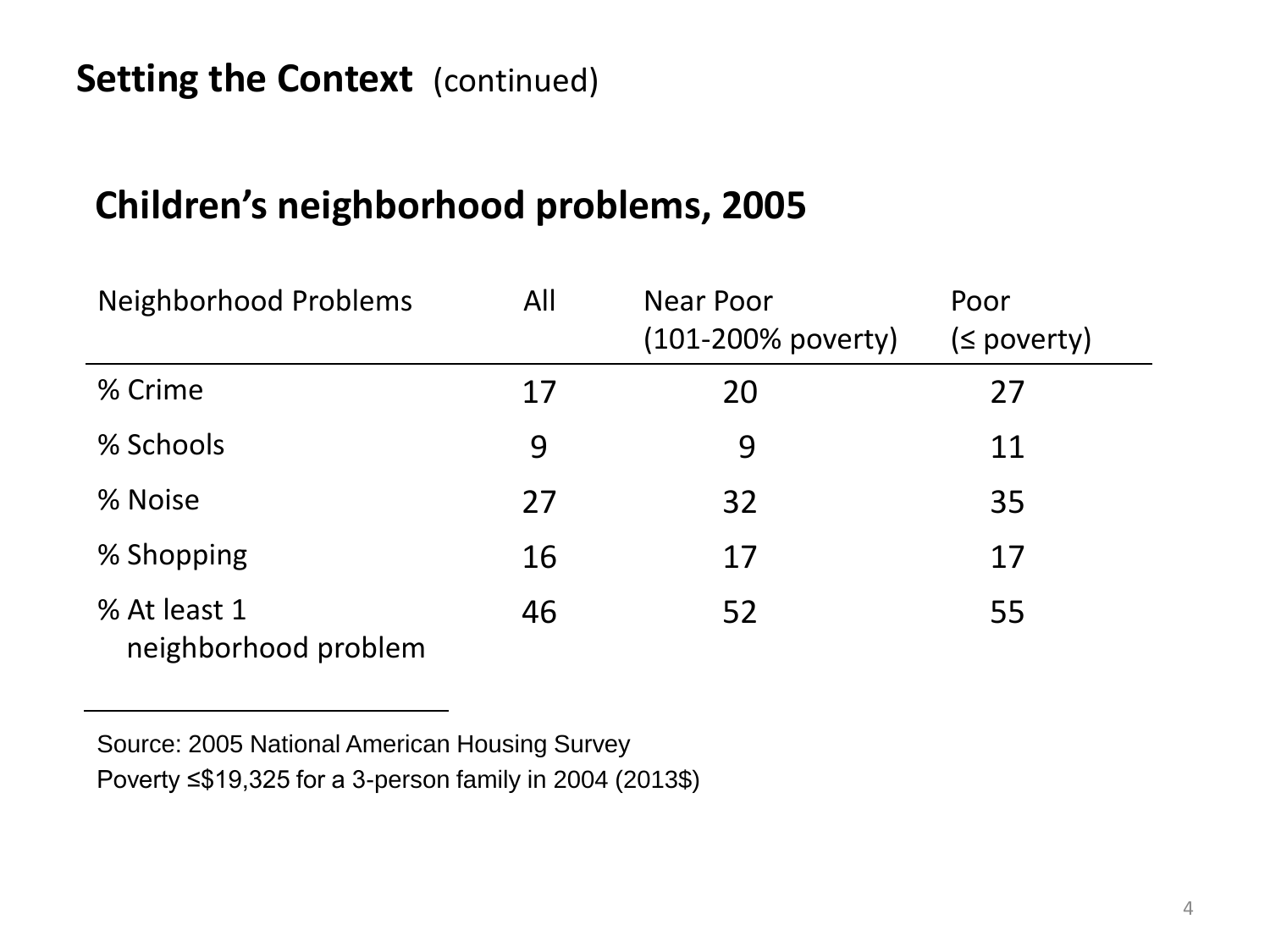# Setting the Context (continued)

## Children's neighborhood problems, 2005

| Neighborhood Problems | All | Near Poor (101-200% poverty) | Poor (≤ poverty) |
|---|---|---|---|
| % Crime | 17 | 20 | 27 |
| % Schools | 9 | 9 | 11 |
| % Noise | 27 | 32 | 35 |
| % Shopping | 16 | 17 | 17 |
| % At least 1 neighborhood problem | 46 | 52 | 55 |

Source: 2005 National American Housing Survey
Poverty ≤$19,325 for a 3-person family in 2004 (2013$)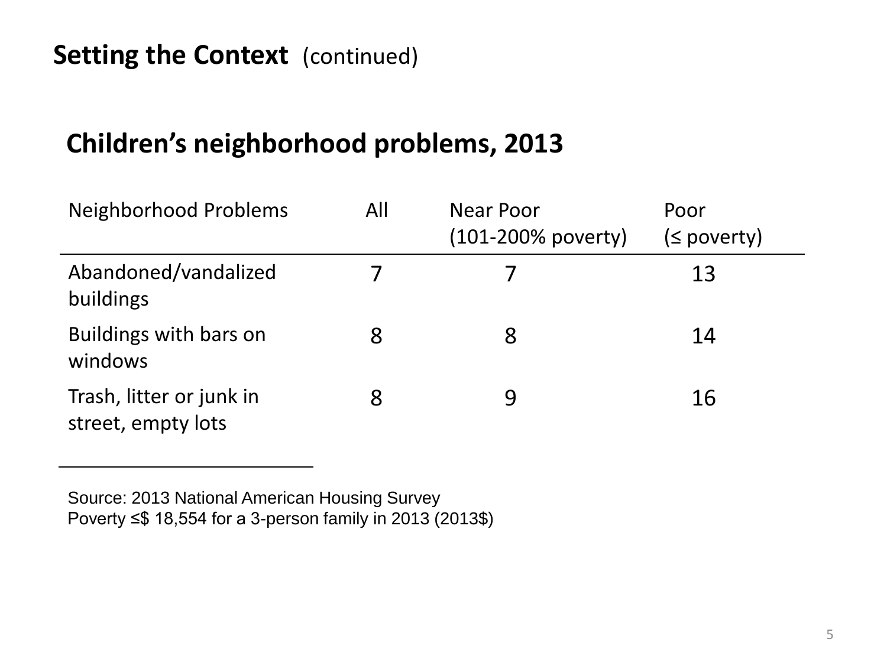## Setting the Context (continued)

### Children's neighborhood problems, 2013

| Neighborhood Problems | All | Near Poor (101-200% poverty) | Poor (≤ poverty) |
|---|---|---|---|
| Abandoned/vandalized buildings | 7 | 7 | 13 |
| Buildings with bars on windows | 8 | 8 | 14 |
| Trash, litter or junk in street, empty lots | 8 | 9 | 16 |

Source: 2013 National American Housing Survey
Poverty ≤$ 18,554 for a 3-person family in 2013 (2013$)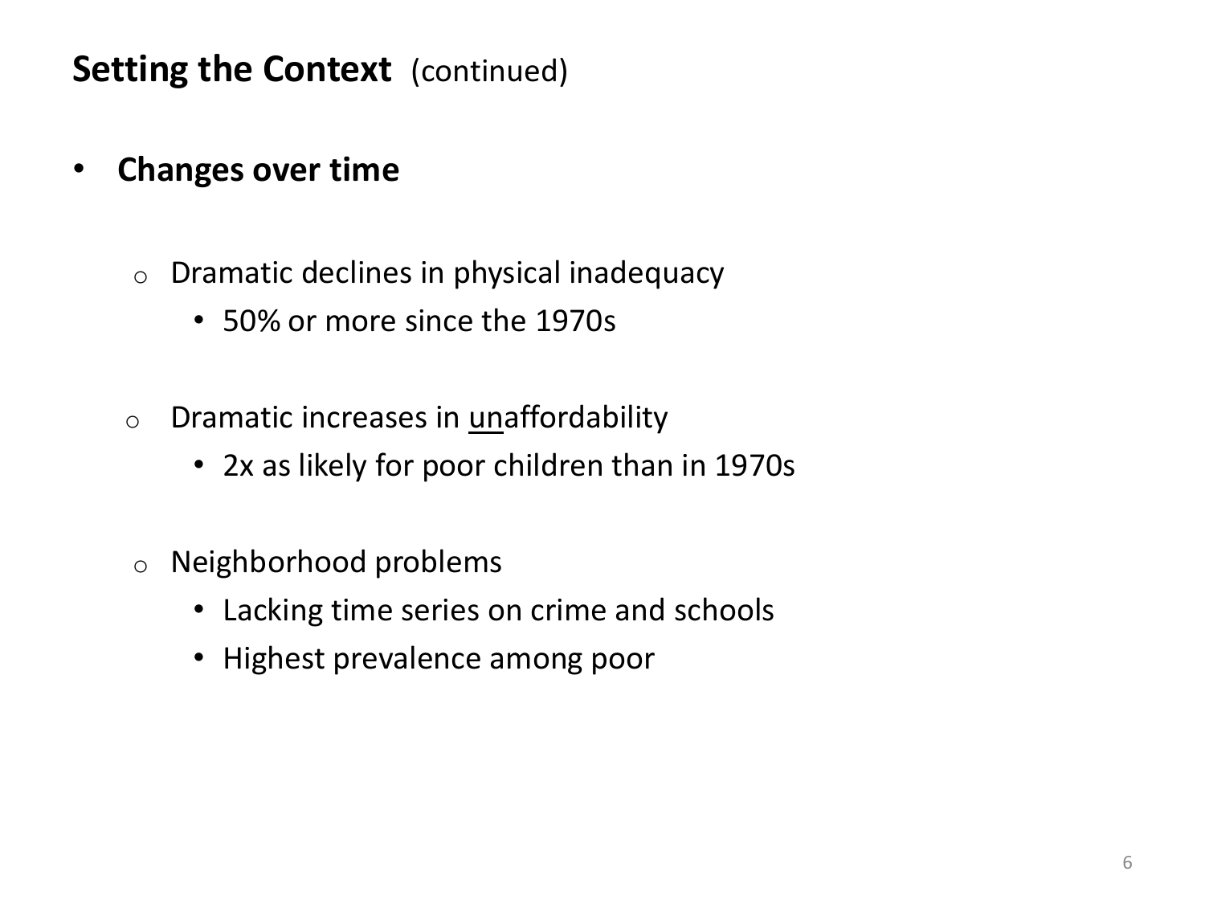## **Setting the Context** (continued)

- **Changes over time**

  - Dramatic declines in physical inadequacy
    - 50% or more since the 1970s

  - Dramatic increases in <u>un</u>affordability
    - 2x as likely for poor children than in 1970s

  - Neighborhood problems
    - Lacking time series on crime and schools
    - Highest prevalence among poor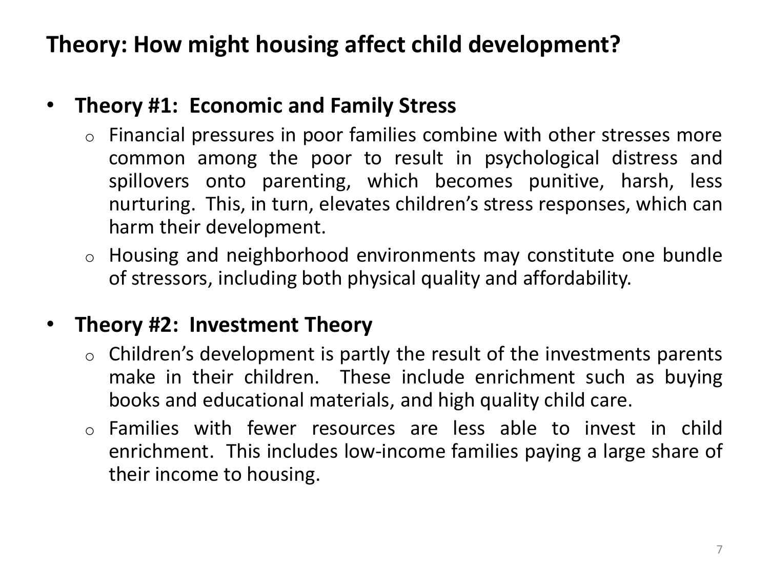# Theory: How might housing affect child development?

- **Theory #1: Economic and Family Stress**
  - Financial pressures in poor families combine with other stresses more common among the poor to result in psychological distress and spillovers onto parenting, which becomes punitive, harsh, less nurturing. This, in turn, elevates children's stress responses, which can harm their development.
  - Housing and neighborhood environments may constitute one bundle of stressors, including both physical quality and affordability.

- **Theory #2: Investment Theory**
  - Children's development is partly the result of the investments parents make in their children. These include enrichment such as buying books and educational materials, and high quality child care.
  - Families with fewer resources are less able to invest in child enrichment. This includes low-income families paying a large share of their income to housing.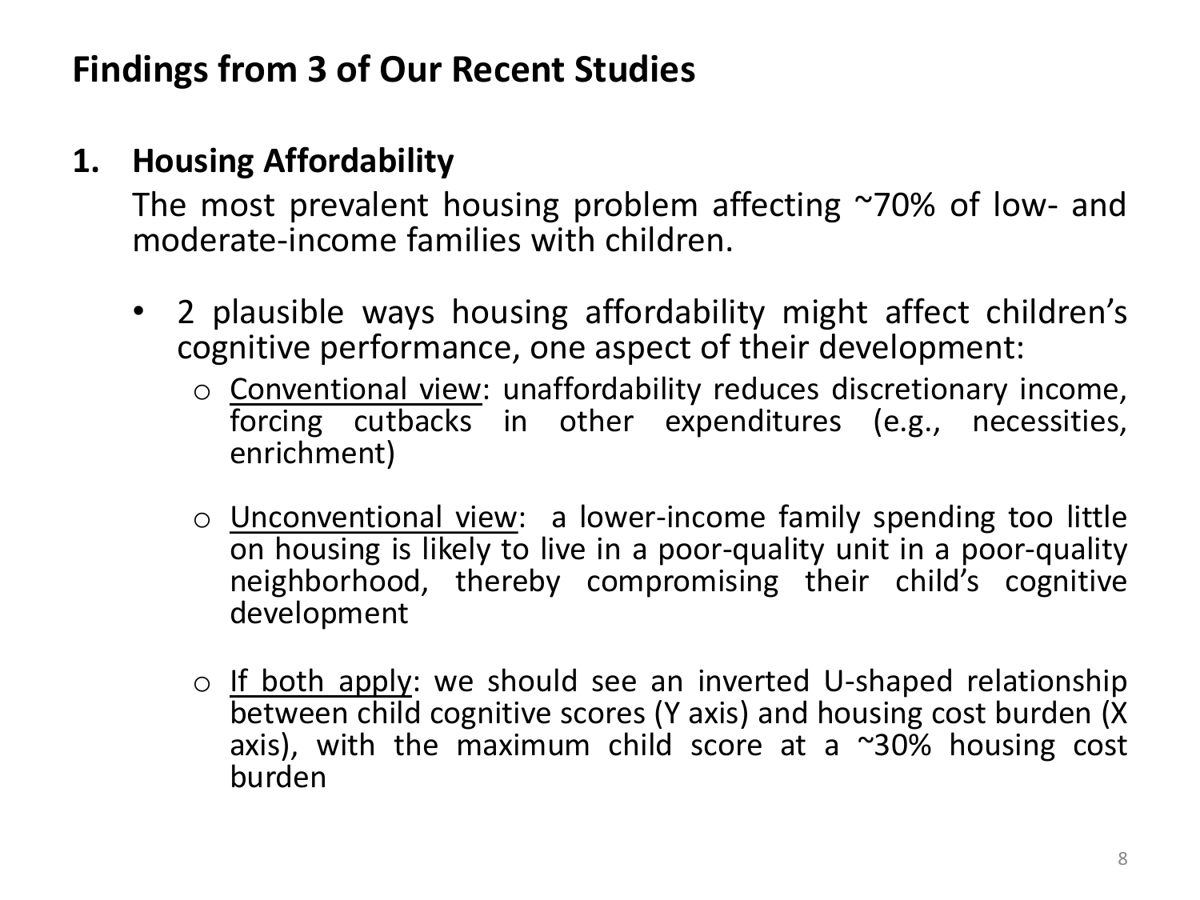# Findings from 3 of Our Recent Studies

## 1. Housing Affordability

The most prevalent housing problem affecting ~70% of low- and moderate-income families with children.

- 2 plausible ways housing affordability might affect children's cognitive performance, one aspect of their development:
  - Conventional view: unaffordability reduces discretionary income, forcing cutbacks in other expenditures (e.g., necessities, enrichment)
  - Unconventional view: a lower-income family spending too little on housing is likely to live in a poor-quality unit in a poor-quality neighborhood, thereby compromising their child's cognitive development
  - If both apply: we should see an inverted U-shaped relationship between child cognitive scores (Y axis) and housing cost burden (X axis), with the maximum child score at a ~30% housing cost burden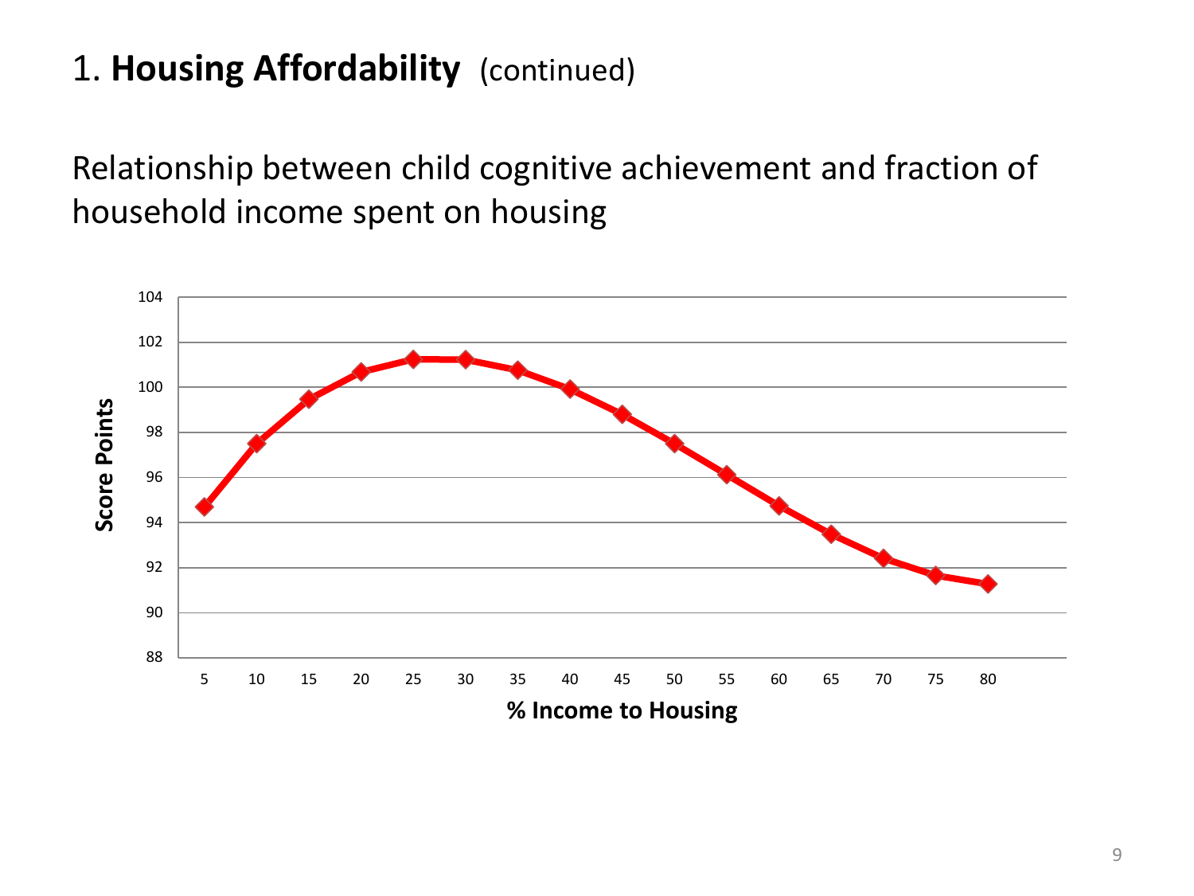# 1. **Housing Affordability** (continued)

Relationship between child cognitive achievement and fraction of household income spent on housing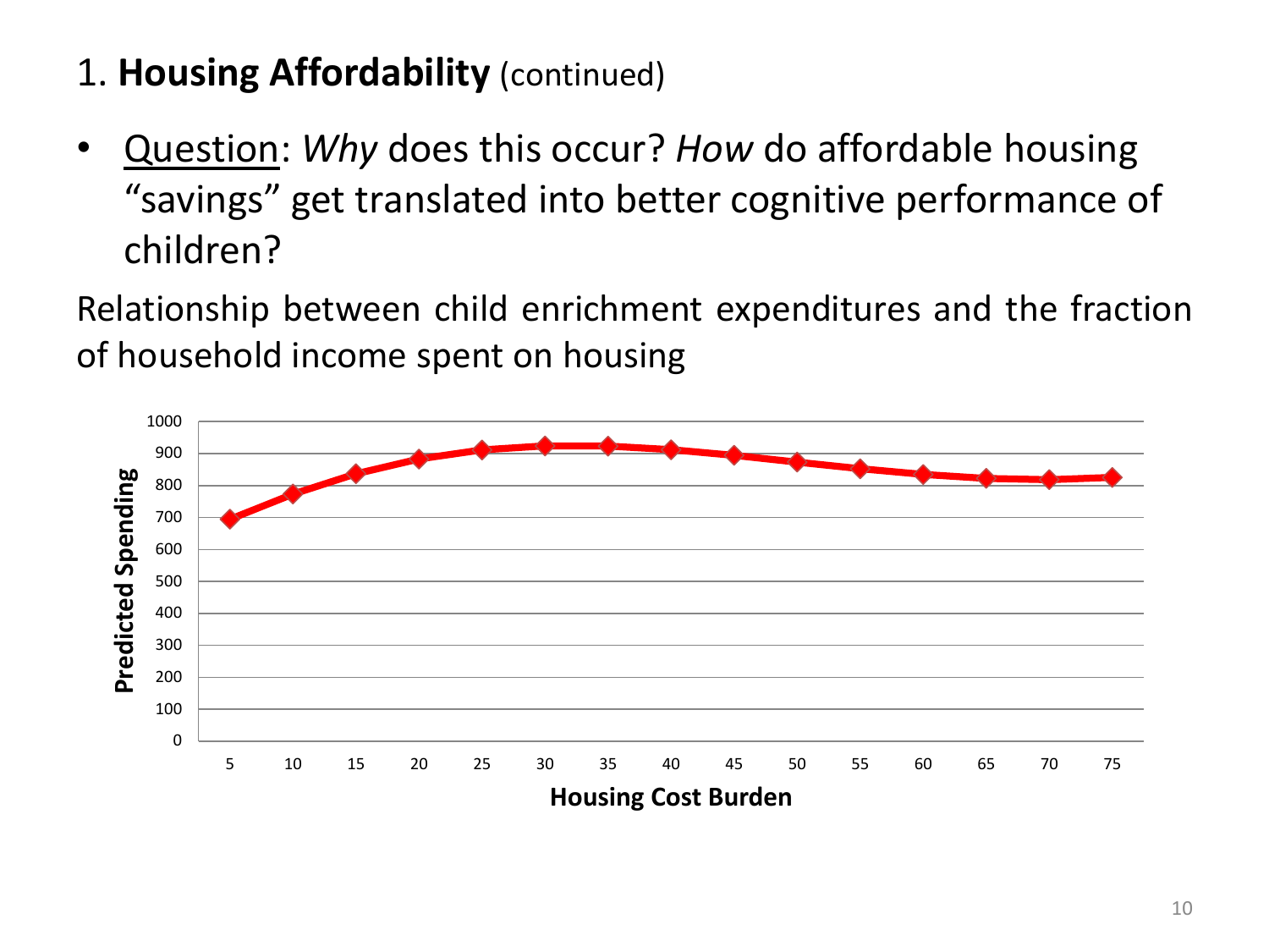1. **Housing Affordability** (continued)

- <u>Question</u>: *Why* does this occur? *How* do affordable housing "savings" get translated into better cognitive performance of children?

Relationship between child enrichment expenditures and the fraction of household income spent on housing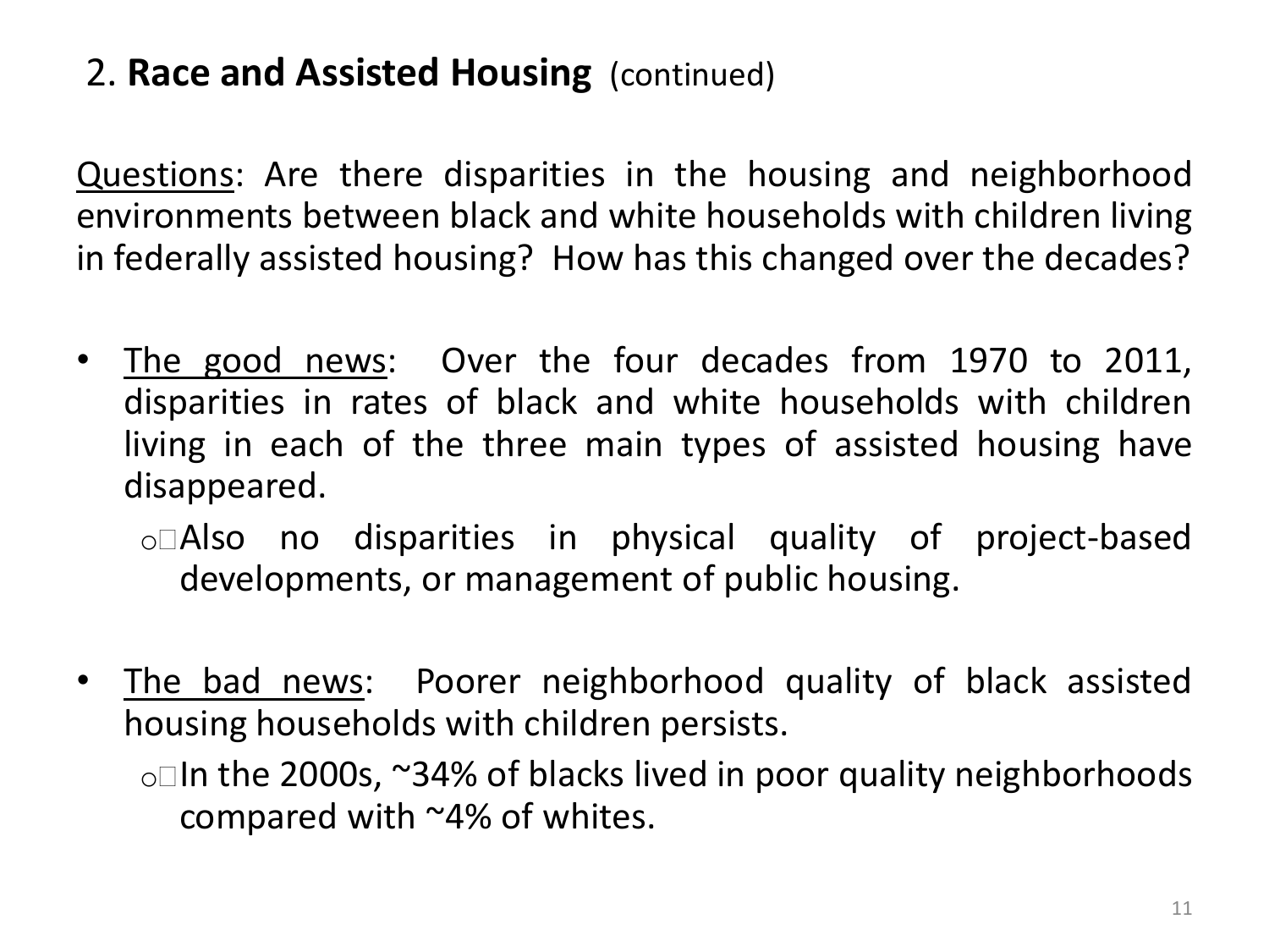## 2. **Race and Assisted Housing** (continued)

Questions: Are there disparities in the housing and neighborhood environments between black and white households with children living in federally assisted housing? How has this changed over the decades?

- The good news: Over the four decades from 1970 to 2011, disparities in rates of black and white households with children living in each of the three main types of assisted housing have disappeared.
  - Also no disparities in physical quality of project-based developments, or management of public housing.

- The bad news: Poorer neighborhood quality of black assisted housing households with children persists.
  - In the 2000s, ~34% of blacks lived in poor quality neighborhoods compared with ~4% of whites.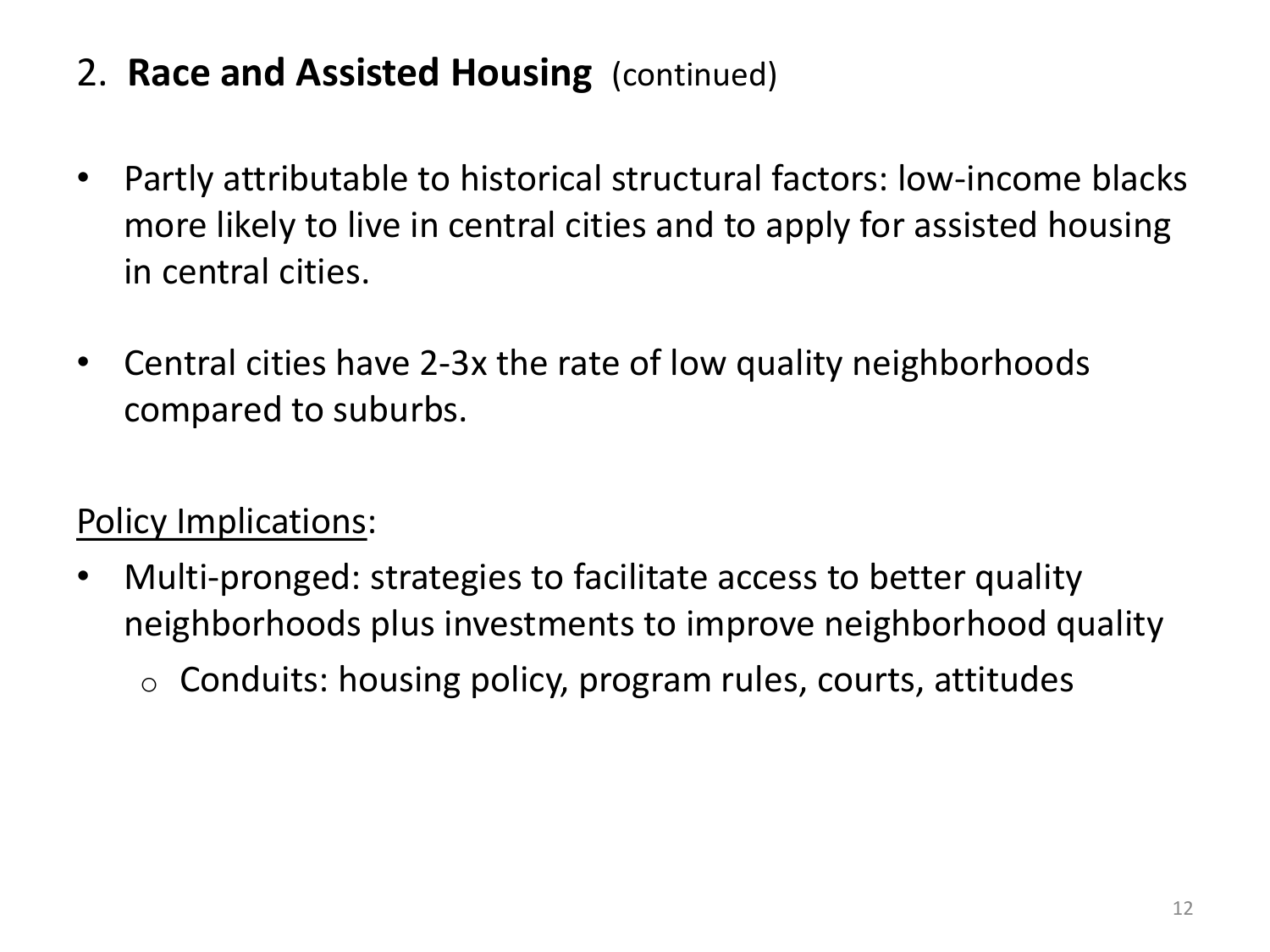## 2. **Race and Assisted Housing** (continued)

- Partly attributable to historical structural factors: low-income blacks more likely to live in central cities and to apply for assisted housing in central cities.
- Central cities have 2-3x the rate of low quality neighborhoods compared to suburbs.

<u>Policy Implications</u>:

- Multi-pronged: strategies to facilitate access to better quality neighborhoods plus investments to improve neighborhood quality
  - Conduits: housing policy, program rules, courts, attitudes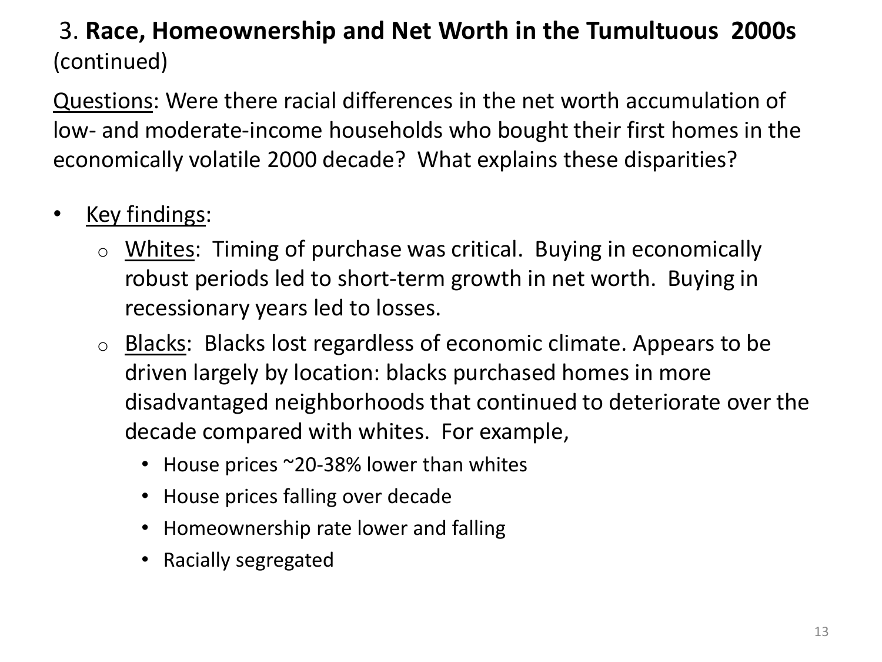# 3. **Race, Homeownership and Net Worth in the Tumultuous 2000s** (continued)

<u>Questions</u>: Were there racial differences in the net worth accumulation of low- and moderate-income households who bought their first homes in the economically volatile 2000 decade? What explains these disparities?

- <u>Key findings</u>:
  - <u>Whites</u>: Timing of purchase was critical. Buying in economically robust periods led to short-term growth in net worth. Buying in recessionary years led to losses.
  - <u>Blacks</u>: Blacks lost regardless of economic climate. Appears to be driven largely by location: blacks purchased homes in more disadvantaged neighborhoods that continued to deteriorate over the decade compared with whites. For example,
    - House prices ~20-38% lower than whites
    - House prices falling over decade
    - Homeownership rate lower and falling
    - Racially segregated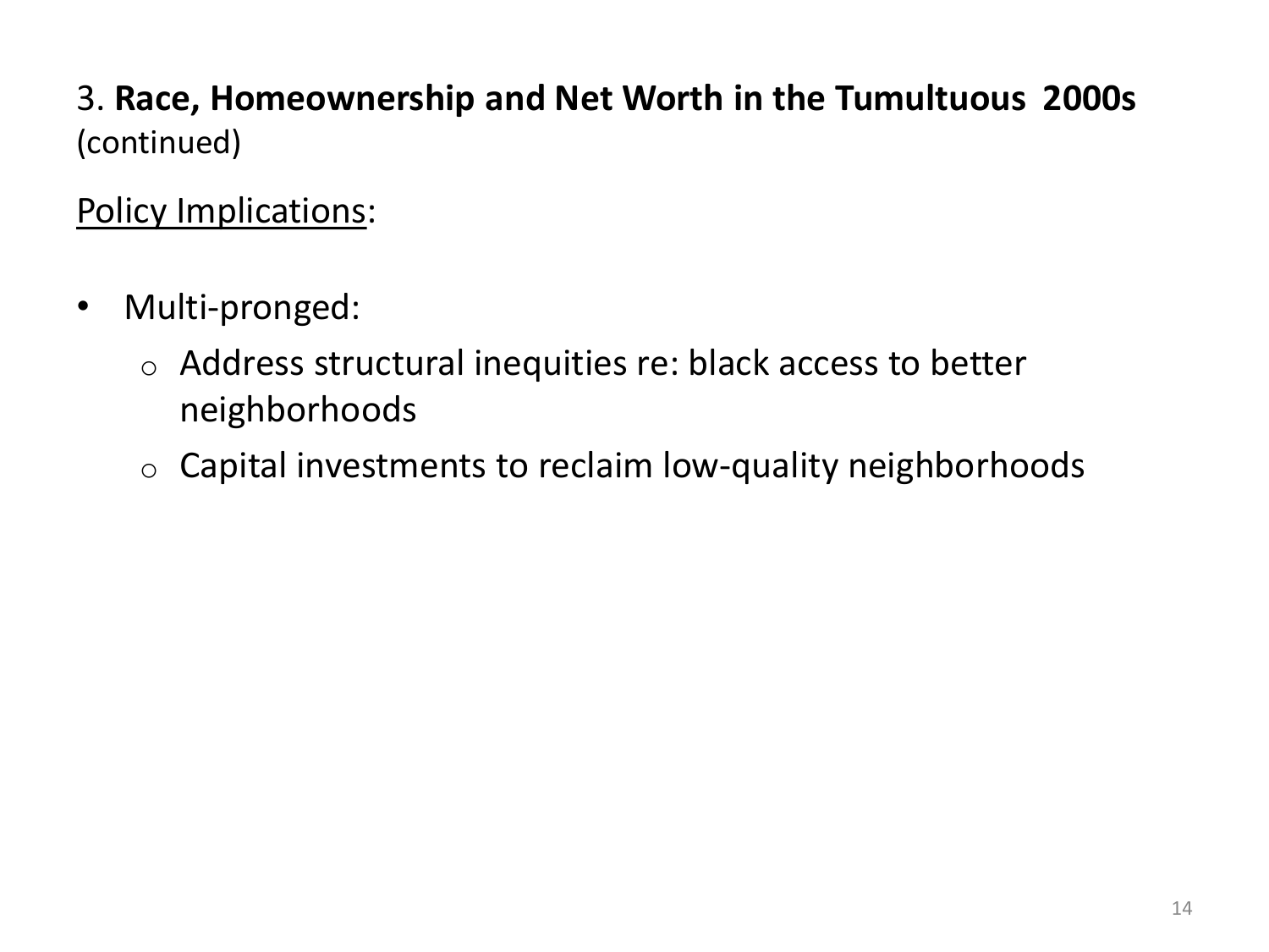3. **Race, Homeownership and Net Worth in the Tumultuous 2000s** (continued)

<u>Policy Implications</u>:

- Multi-pronged:
  - Address structural inequities re: black access to better neighborhoods
  - Capital investments to reclaim low-quality neighborhoods